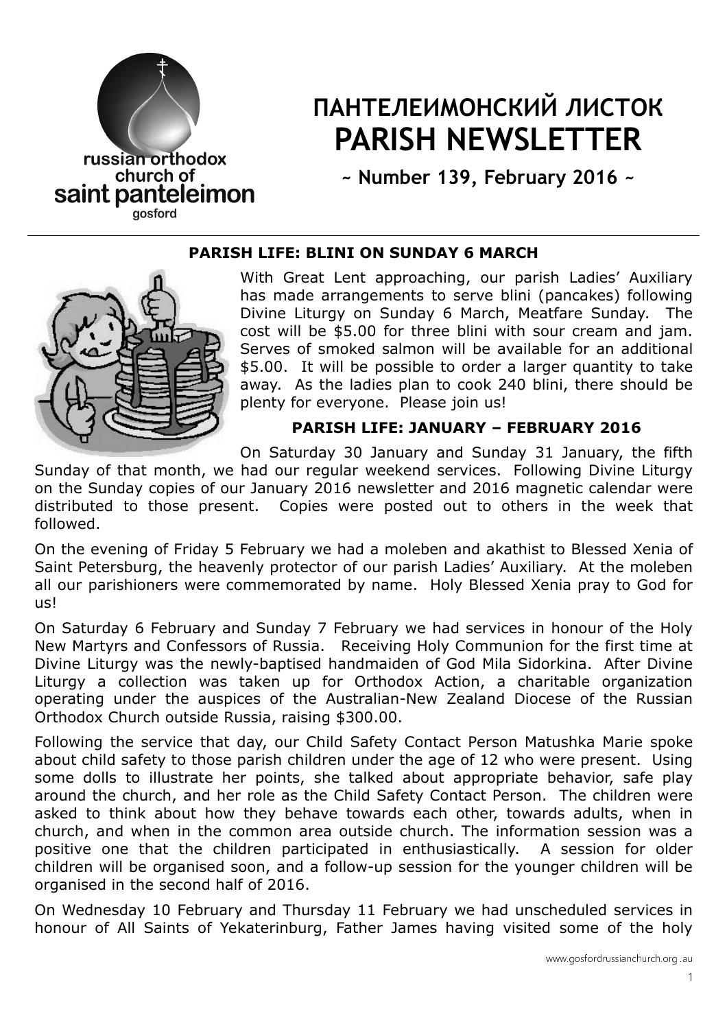russian orthodox church of saint panteleimon gosford

# ПАНТЕЛЕИМОНСКИЙ ЛИСТОК
# PARISH NEWSLETTER

**~ Number 139, February 2016 ~**

## PARISH LIFE: BLINI ON SUNDAY 6 MARCH

With Great Lent approaching, our parish Ladies' Auxiliary has made arrangements to serve blini (pancakes) following Divine Liturgy on Sunday 6 March, Meatfare Sunday. The cost will be $5.00 for three blini with sour cream and jam. Serves of smoked salmon will be available for an additional $5.00. It will be possible to order a larger quantity to take away. As the ladies plan to cook 240 blini, there should be plenty for everyone. Please join us!

## PARISH LIFE: JANUARY – FEBRUARY 2016

On Saturday 30 January and Sunday 31 January, the fifth Sunday of that month, we had our regular weekend services. Following Divine Liturgy on the Sunday copies of our January 2016 newsletter and 2016 magnetic calendar were distributed to those present. Copies were posted out to others in the week that followed.

On the evening of Friday 5 February we had a moleben and akathist to Blessed Xenia of Saint Petersburg, the heavenly protector of our parish Ladies' Auxiliary. At the moleben all our parishioners were commemorated by name. Holy Blessed Xenia pray to God for us!

On Saturday 6 February and Sunday 7 February we had services in honour of the Holy New Martyrs and Confessors of Russia. Receiving Holy Communion for the first time at Divine Liturgy was the newly-baptised handmaiden of God Mila Sidorkina. After Divine Liturgy a collection was taken up for Orthodox Action, a charitable organization operating under the auspices of the Australian-New Zealand Diocese of the Russian Orthodox Church outside Russia, raising $300.00.

Following the service that day, our Child Safety Contact Person Matushka Marie spoke about child safety to those parish children under the age of 12 who were present. Using some dolls to illustrate her points, she talked about appropriate behavior, safe play around the church, and her role as the Child Safety Contact Person. The children were asked to think about how they behave towards each other, towards adults, when in church, and when in the common area outside church. The information session was a positive one that the children participated in enthusiastically. A session for older children will be organised soon, and a follow-up session for the younger children will be organised in the second half of 2016.

On Wednesday 10 February and Thursday 11 February we had unscheduled services in honour of All Saints of Yekaterinburg, Father James having visited some of the holy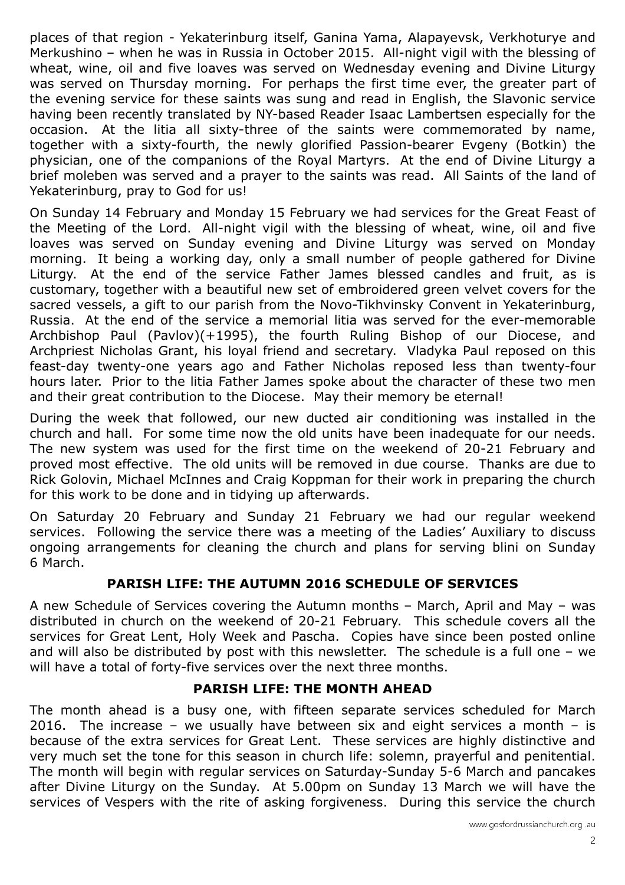places of that region - Yekaterinburg itself, Ganina Yama, Alapayevsk, Verkhoturye and Merkushino – when he was in Russia in October 2015. All-night vigil with the blessing of wheat, wine, oil and five loaves was served on Wednesday evening and Divine Liturgy was served on Thursday morning. For perhaps the first time ever, the greater part of the evening service for these saints was sung and read in English, the Slavonic service having been recently translated by NY-based Reader Isaac Lambertsen especially for the occasion. At the litia all sixty-three of the saints were commemorated by name, together with a sixty-fourth, the newly glorified Passion-bearer Evgeny (Botkin) the physician, one of the companions of the Royal Martyrs. At the end of Divine Liturgy a brief moleben was served and a prayer to the saints was read. All Saints of the land of Yekaterinburg, pray to God for us!

On Sunday 14 February and Monday 15 February we had services for the Great Feast of the Meeting of the Lord. All-night vigil with the blessing of wheat, wine, oil and five loaves was served on Sunday evening and Divine Liturgy was served on Monday morning. It being a working day, only a small number of people gathered for Divine Liturgy. At the end of the service Father James blessed candles and fruit, as is customary, together with a beautiful new set of embroidered green velvet covers for the sacred vessels, a gift to our parish from the Novo-Tikhvinsky Convent in Yekaterinburg, Russia. At the end of the service a memorial litia was served for the ever-memorable Archbishop Paul (Pavlov)(+1995), the fourth Ruling Bishop of our Diocese, and Archpriest Nicholas Grant, his loyal friend and secretary. Vladyka Paul reposed on this feast-day twenty-one years ago and Father Nicholas reposed less than twenty-four hours later. Prior to the litia Father James spoke about the character of these two men and their great contribution to the Diocese. May their memory be eternal!

During the week that followed, our new ducted air conditioning was installed in the church and hall. For some time now the old units have been inadequate for our needs. The new system was used for the first time on the weekend of 20-21 February and proved most effective. The old units will be removed in due course. Thanks are due to Rick Golovin, Michael McInnes and Craig Koppman for their work in preparing the church for this work to be done and in tidying up afterwards.

On Saturday 20 February and Sunday 21 February we had our regular weekend services. Following the service there was a meeting of the Ladies' Auxiliary to discuss ongoing arrangements for cleaning the church and plans for serving blini on Sunday 6 March.

## PARISH LIFE: THE AUTUMN 2016 SCHEDULE OF SERVICES

A new Schedule of Services covering the Autumn months – March, April and May – was distributed in church on the weekend of 20-21 February. This schedule covers all the services for Great Lent, Holy Week and Pascha. Copies have since been posted online and will also be distributed by post with this newsletter. The schedule is a full one – we will have a total of forty-five services over the next three months.

## PARISH LIFE: THE MONTH AHEAD

The month ahead is a busy one, with fifteen separate services scheduled for March 2016. The increase – we usually have between six and eight services a month – is because of the extra services for Great Lent. These services are highly distinctive and very much set the tone for this season in church life: solemn, prayerful and penitential. The month will begin with regular services on Saturday-Sunday 5-6 March and pancakes after Divine Liturgy on the Sunday. At 5.00pm on Sunday 13 March we will have the services of Vespers with the rite of asking forgiveness. During this service the church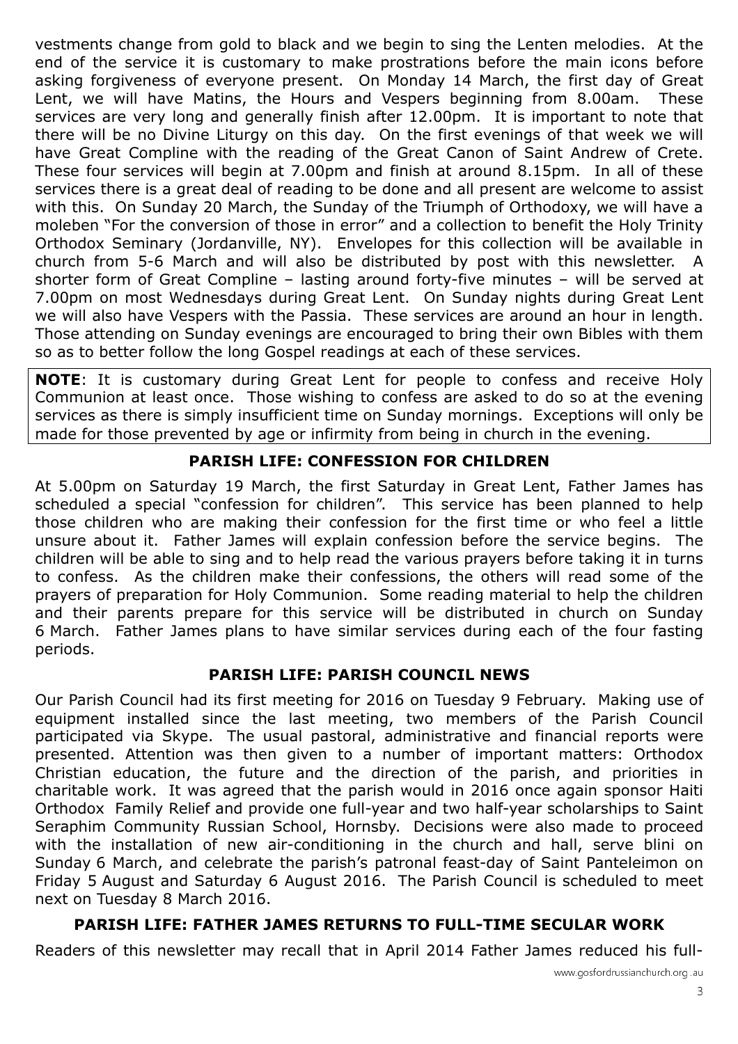vestments change from gold to black and we begin to sing the Lenten melodies. At the end of the service it is customary to make prostrations before the main icons before asking forgiveness of everyone present. On Monday 14 March, the first day of Great Lent, we will have Matins, the Hours and Vespers beginning from 8.00am. These services are very long and generally finish after 12.00pm. It is important to note that there will be no Divine Liturgy on this day. On the first evenings of that week we will have Great Compline with the reading of the Great Canon of Saint Andrew of Crete. These four services will begin at 7.00pm and finish at around 8.15pm. In all of these services there is a great deal of reading to be done and all present are welcome to assist with this. On Sunday 20 March, the Sunday of the Triumph of Orthodoxy, we will have a moleben "For the conversion of those in error" and a collection to benefit the Holy Trinity Orthodox Seminary (Jordanville, NY). Envelopes for this collection will be available in church from 5-6 March and will also be distributed by post with this newsletter. A shorter form of Great Compline – lasting around forty-five minutes – will be served at 7.00pm on most Wednesdays during Great Lent. On Sunday nights during Great Lent we will also have Vespers with the Passia. These services are around an hour in length. Those attending on Sunday evenings are encouraged to bring their own Bibles with them so as to better follow the long Gospel readings at each of these services.

**NOTE**: It is customary during Great Lent for people to confess and receive Holy Communion at least once. Those wishing to confess are asked to do so at the evening services as there is simply insufficient time on Sunday mornings. Exceptions will only be made for those prevented by age or infirmity from being in church in the evening.

### PARISH LIFE: CONFESSION FOR CHILDREN

At 5.00pm on Saturday 19 March, the first Saturday in Great Lent, Father James has scheduled a special "confession for children". This service has been planned to help those children who are making their confession for the first time or who feel a little unsure about it. Father James will explain confession before the service begins. The children will be able to sing and to help read the various prayers before taking it in turns to confess. As the children make their confessions, the others will read some of the prayers of preparation for Holy Communion. Some reading material to help the children and their parents prepare for this service will be distributed in church on Sunday 6 March. Father James plans to have similar services during each of the four fasting periods.

### PARISH LIFE: PARISH COUNCIL NEWS

Our Parish Council had its first meeting for 2016 on Tuesday 9 February. Making use of equipment installed since the last meeting, two members of the Parish Council participated via Skype. The usual pastoral, administrative and financial reports were presented. Attention was then given to a number of important matters: Orthodox Christian education, the future and the direction of the parish, and priorities in charitable work. It was agreed that the parish would in 2016 once again sponsor Haiti Orthodox Family Relief and provide one full-year and two half-year scholarships to Saint Seraphim Community Russian School, Hornsby. Decisions were also made to proceed with the installation of new air-conditioning in the church and hall, serve blini on Sunday 6 March, and celebrate the parish's patronal feast-day of Saint Panteleimon on Friday 5 August and Saturday 6 August 2016. The Parish Council is scheduled to meet next on Tuesday 8 March 2016.

### PARISH LIFE: FATHER JAMES RETURNS TO FULL-TIME SECULAR WORK

Readers of this newsletter may recall that in April 2014 Father James reduced his full-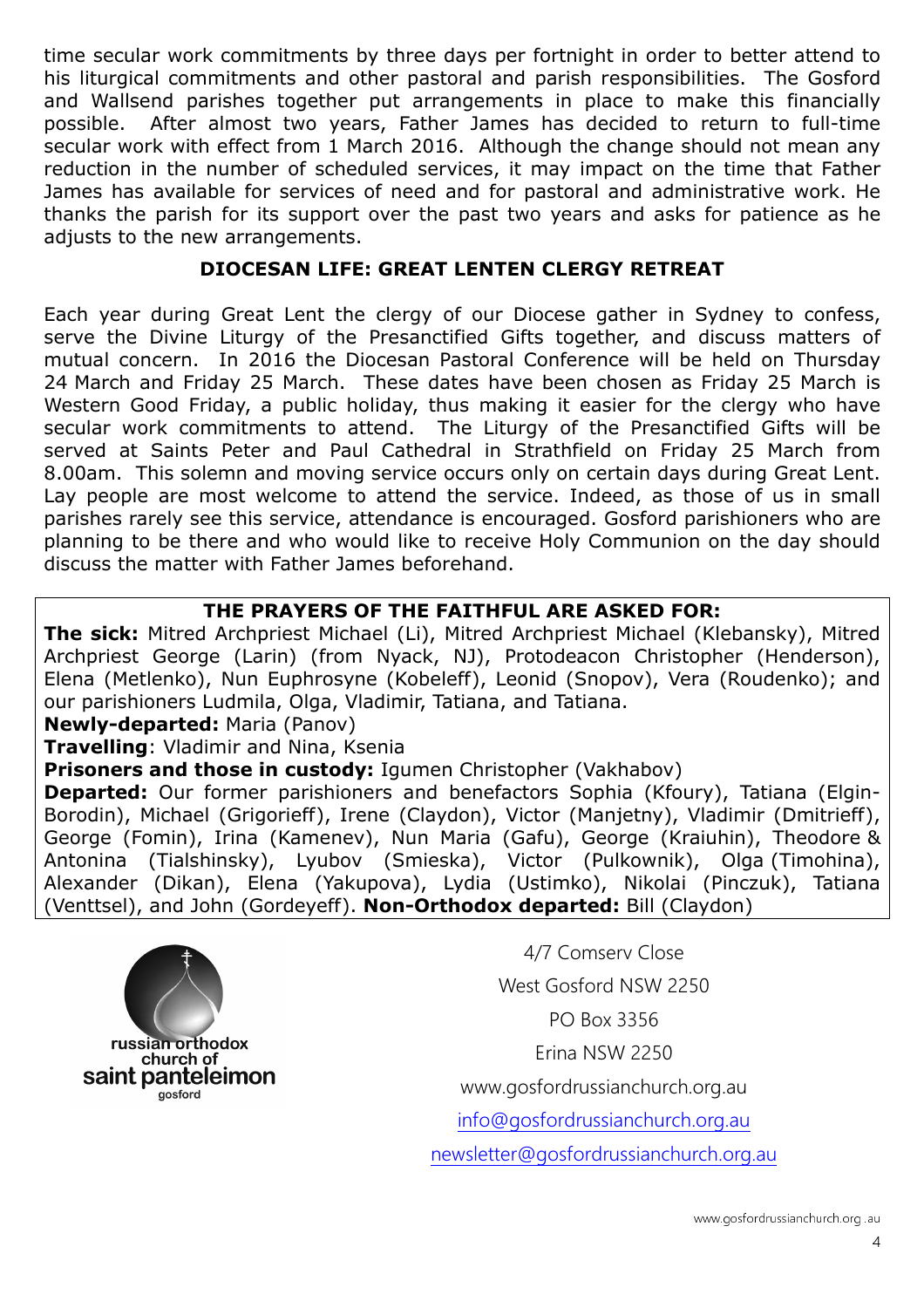time secular work commitments by three days per fortnight in order to better attend to his liturgical commitments and other pastoral and parish responsibilities. The Gosford and Wallsend parishes together put arrangements in place to make this financially possible. After almost two years, Father James has decided to return to full-time secular work with effect from 1 March 2016. Although the change should not mean any reduction in the number of scheduled services, it may impact on the time that Father James has available for services of need and for pastoral and administrative work. He thanks the parish for its support over the past two years and asks for patience as he adjusts to the new arrangements.

## DIOCESAN LIFE: GREAT LENTEN CLERGY RETREAT

Each year during Great Lent the clergy of our Diocese gather in Sydney to confess, serve the Divine Liturgy of the Presanctified Gifts together, and discuss matters of mutual concern. In 2016 the Diocesan Pastoral Conference will be held on Thursday 24 March and Friday 25 March. These dates have been chosen as Friday 25 March is Western Good Friday, a public holiday, thus making it easier for the clergy who have secular work commitments to attend. The Liturgy of the Presanctified Gifts will be served at Saints Peter and Paul Cathedral in Strathfield on Friday 25 March from 8.00am. This solemn and moving service occurs only on certain days during Great Lent. Lay people are most welcome to attend the service. Indeed, as those of us in small parishes rarely see this service, attendance is encouraged. Gosford parishioners who are planning to be there and who would like to receive Holy Communion on the day should discuss the matter with Father James beforehand.

## THE PRAYERS OF THE FAITHFUL ARE ASKED FOR:

**The sick:** Mitred Archpriest Michael (Li), Mitred Archpriest Michael (Klebansky), Mitred Archpriest George (Larin) (from Nyack, NJ), Protodeacon Christopher (Henderson), Elena (Metlenko), Nun Euphrosyne (Kobeleff), Leonid (Snopov), Vera (Roudenko); and our parishioners Ludmila, Olga, Vladimir, Tatiana, and Tatiana.

**Newly-departed:** Maria (Panov)

**Travelling**: Vladimir and Nina, Ksenia

**Prisoners and those in custody:** Igumen Christopher (Vakhabov)

**Departed:** Our former parishioners and benefactors Sophia (Kfoury), Tatiana (Elgin-Borodin), Michael (Grigorieff), Irene (Claydon), Victor (Manjetny), Vladimir (Dmitrieff), George (Fomin), Irina (Kamenev), Nun Maria (Gafu), George (Kraiuhin), Theodore & Antonina (Tialshinsky), Lyubov (Smieska), Victor (Pulkownik), Olga (Timohina), Alexander (Dikan), Elena (Yakupova), Lydia (Ustimko), Nikolai (Pinczuk), Tatiana (Venttsel), and John (Gordeyeff). **Non-Orthodox departed:** Bill (Claydon)

russian orthodox church of saint panteleimon gosford

4/7 Comserv Close

West Gosford NSW 2250

PO Box 3356

Erina NSW 2250

www.gosfordrussianchurch.org.au

info@gosfordrussianchurch.org.au

newsletter@gosfordrussianchurch.org.au